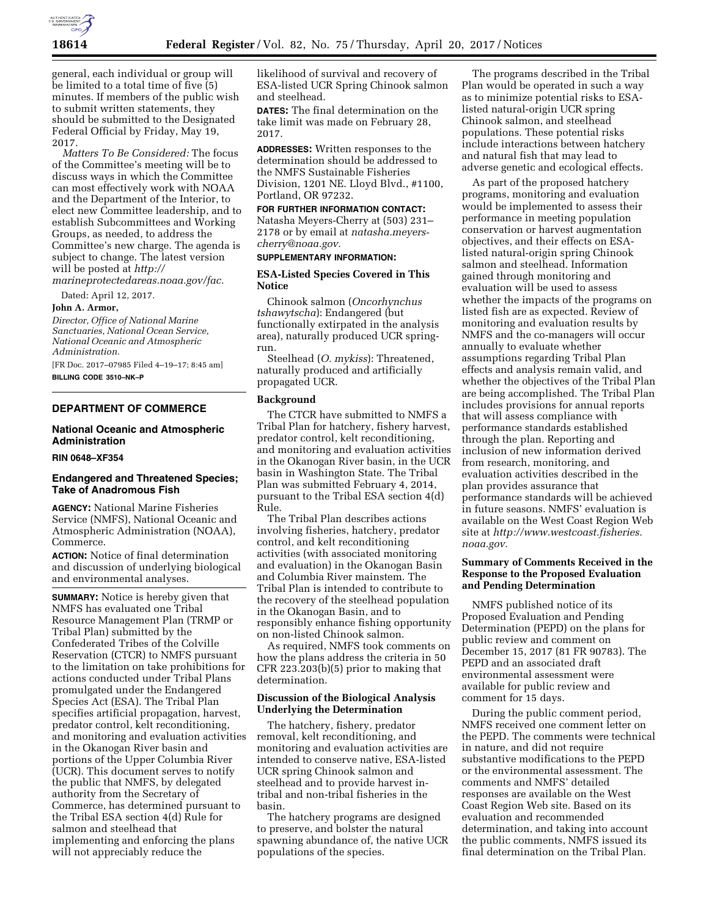general, each individual or group will be limited to a total time of five (5) minutes. If members of the public wish to submit written statements, they should be submitted to the Designated Federal Official by Friday, May 19, 2017.

*Matters To Be Considered:* The focus of the Committee's meeting will be to discuss ways in which the Committee can most effectively work with NOAA and the Department of the Interior, to elect new Committee leadership, and to establish Subcommittees and Working Groups, as needed, to address the Committee's new charge. The agenda is subject to change. The latest version will be posted at *http://marineprotectedareas.noaa.gov/fac.*

Dated: April 12, 2017.

**John A. Armor,**

*Director, Office of National Marine Sanctuaries, National Ocean Service, National Oceanic and Atmospheric Administration.*

[FR Doc. 2017–07985 Filed 4–19–17; 8:45 am]

**BILLING CODE 3510–NK–P**

## DEPARTMENT OF COMMERCE

### National Oceanic and Atmospheric Administration

**RIN 0648–XF354**

### Endangered and Threatened Species; Take of Anadromous Fish

**AGENCY:** National Marine Fisheries Service (NMFS), National Oceanic and Atmospheric Administration (NOAA), Commerce.

**ACTION:** Notice of final determination and discussion of underlying biological and environmental analyses.

**SUMMARY:** Notice is hereby given that NMFS has evaluated one Tribal Resource Management Plan (TRMP or Tribal Plan) submitted by the Confederated Tribes of the Colville Reservation (CTCR) to NMFS pursuant to the limitation on take prohibitions for actions conducted under Tribal Plans promulgated under the Endangered Species Act (ESA). The Tribal Plan specifies artificial propagation, harvest, predator control, kelt reconditioning, and monitoring and evaluation activities in the Okanogan River basin and portions of the Upper Columbia River (UCR). This document serves to notify the public that NMFS, by delegated authority from the Secretary of Commerce, has determined pursuant to the Tribal ESA section 4(d) Rule for salmon and steelhead that implementing and enforcing the plans will not appreciably reduce the likelihood of survival and recovery of ESA-listed UCR Spring Chinook salmon and steelhead.

**DATES:** The final determination on the take limit was made on February 28, 2017.

**ADDRESSES:** Written responses to the determination should be addressed to the NMFS Sustainable Fisheries Division, 1201 NE. Lloyd Blvd., #1100, Portland, OR 97232.

**FOR FURTHER INFORMATION CONTACT:** Natasha Meyers-Cherry at (503) 231–2178 or by email at *natasha.meyers-cherry@noaa.gov.*

**SUPPLEMENTARY INFORMATION:**

#### ESA-Listed Species Covered in This Notice

Chinook salmon (*Oncorhynchus tshawytscha*): Endangered (but functionally extirpated in the analysis area), naturally produced UCR spring-run.

Steelhead (*O. mykiss*): Threatened, naturally produced and artificially propagated UCR.

#### Background

The CTCR have submitted to NMFS a Tribal Plan for hatchery, fishery harvest, predator control, kelt reconditioning, and monitoring and evaluation activities in the Okanogan River basin, in the UCR basin in Washington State. The Tribal Plan was submitted February 4, 2014, pursuant to the Tribal ESA section 4(d) Rule.

The Tribal Plan describes actions involving fisheries, hatchery, predator control, and kelt reconditioning activities (with associated monitoring and evaluation) in the Okanogan Basin and Columbia River mainstem. The Tribal Plan is intended to contribute to the recovery of the steelhead population in the Okanogan Basin, and to responsibly enhance fishing opportunity on non-listed Chinook salmon.

As required, NMFS took comments on how the plans address the criteria in 50 CFR 223.203(b)(5) prior to making that determination.

#### Discussion of the Biological Analysis Underlying the Determination

The hatchery, fishery, predator removal, kelt reconditioning, and monitoring and evaluation activities are intended to conserve native, ESA-listed UCR spring Chinook salmon and steelhead and to provide harvest in-tribal and non-tribal fisheries in the basin.

The hatchery programs are designed to preserve, and bolster the natural spawning abundance of, the native UCR populations of the species.

The programs described in the Tribal Plan would be operated in such a way as to minimize potential risks to ESA-listed natural-origin UCR spring Chinook salmon, and steelhead populations. These potential risks include interactions between hatchery and natural fish that may lead to adverse genetic and ecological effects.

As part of the proposed hatchery programs, monitoring and evaluation would be implemented to assess their performance in meeting population conservation or harvest augmentation objectives, and their effects on ESA-listed natural-origin spring Chinook salmon and steelhead. Information gained through monitoring and evaluation will be used to assess whether the impacts of the programs on listed fish are as expected. Review of monitoring and evaluation results by NMFS and the co-managers will occur annually to evaluate whether assumptions regarding Tribal Plan effects and analysis remain valid, and whether the objectives of the Tribal Plan are being accomplished. The Tribal Plan includes provisions for annual reports that will assess compliance with performance standards established through the plan. Reporting and inclusion of new information derived from research, monitoring, and evaluation activities described in the plan provides assurance that performance standards will be achieved in future seasons. NMFS' evaluation is available on the West Coast Region Web site at *http://www.westcoast.fisheries.noaa.gov.*

#### Summary of Comments Received in the Response to the Proposed Evaluation and Pending Determination

NMFS published notice of its Proposed Evaluation and Pending Determination (PEPD) on the plans for public review and comment on December 15, 2017 (81 FR 90783). The PEPD and an associated draft environmental assessment were available for public review and comment for 15 days.

During the public comment period, NMFS received one comment letter on the PEPD. The comments were technical in nature, and did not require substantive modifications to the PEPD or the environmental assessment. The comments and NMFS' detailed responses are available on the West Coast Region Web site. Based on its evaluation and recommended determination, and taking into account the public comments, NMFS issued its final determination on the Tribal Plan.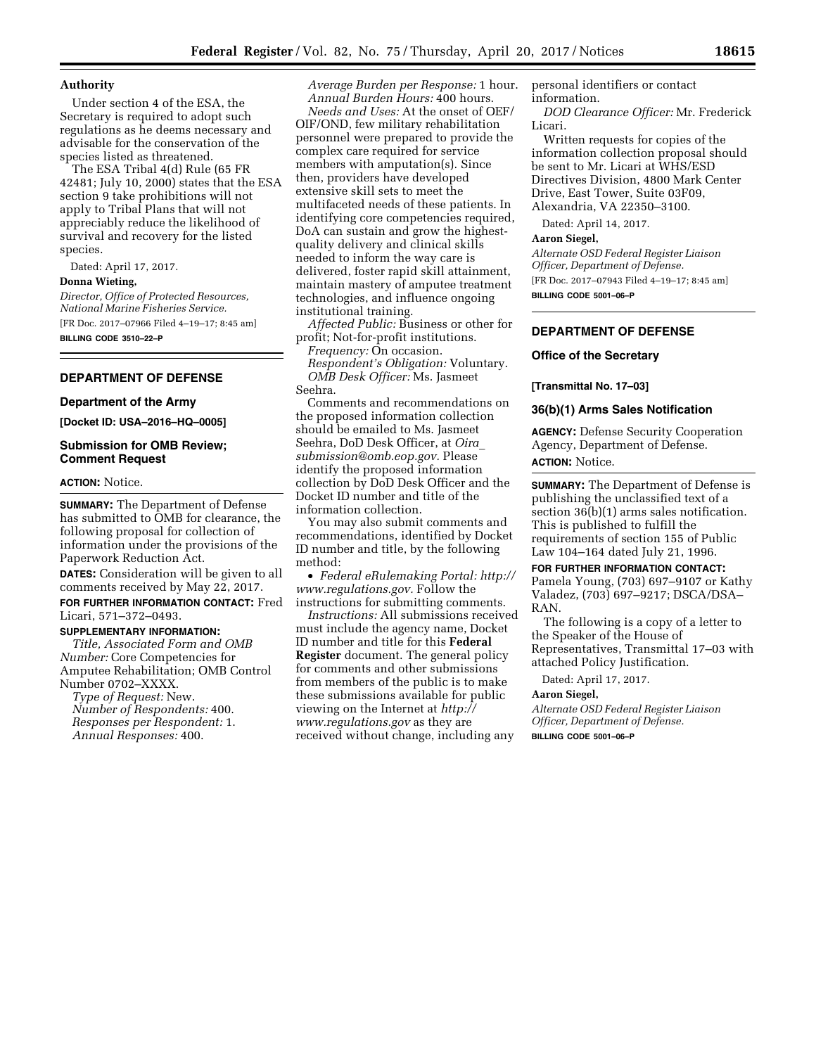## Authority

Under section 4 of the ESA, the Secretary is required to adopt such regulations as he deems necessary and advisable for the conservation of the species listed as threatened.

The ESA Tribal 4(d) Rule (65 FR 42481; July 10, 2000) states that the ESA section 9 take prohibitions will not apply to Tribal Plans that will not appreciably reduce the likelihood of survival and recovery for the listed species.

Dated: April 17, 2017.

**Donna Wieting,**

*Director, Office of Protected Resources, National Marine Fisheries Service.*

[FR Doc. 2017–07966 Filed 4–19–17; 8:45 am]

**BILLING CODE 3510–22–P**

---

## DEPARTMENT OF DEFENSE

### Department of the Army

**[Docket ID: USA–2016–HQ–0005]**

### Submission for OMB Review; Comment Request

**ACTION:** Notice.

**SUMMARY:** The Department of Defense has submitted to OMB for clearance, the following proposal for collection of information under the provisions of the Paperwork Reduction Act.

**DATES:** Consideration will be given to all comments received by May 22, 2017.

**FOR FURTHER INFORMATION CONTACT:** Fred Licari, 571–372–0493.

**SUPPLEMENTARY INFORMATION:**

*Title, Associated Form and OMB Number:* Core Competencies for Amputee Rehabilitation; OMB Control Number 0702–XXXX.

*Type of Request:* New.

*Number of Respondents:* 400.

*Responses per Respondent:* 1.

*Annual Responses:* 400.

*Average Burden per Response:* 1 hour.

*Annual Burden Hours:* 400 hours.

*Needs and Uses:* At the onset of OEF/OIF/OND, few military rehabilitation personnel were prepared to provide the complex care required for service members with amputation(s). Since then, providers have developed extensive skill sets to meet the multifaceted needs of these patients. In identifying core competencies required, DoA can sustain and grow the highest-quality delivery and clinical skills needed to inform the way care is delivered, foster rapid skill attainment, maintain mastery of amputee treatment technologies, and influence ongoing institutional training.

*Affected Public:* Business or other for profit; Not-for-profit institutions.

*Frequency:* On occasion.

*Respondent's Obligation:* Voluntary.

*OMB Desk Officer:* Ms. Jasmeet Seehra.

Comments and recommendations on the proposed information collection should be emailed to Ms. Jasmeet Seehra, DoD Desk Officer, at *Oira_submission@omb.eop.gov.* Please identify the proposed information collection by DoD Desk Officer and the Docket ID number and title of the information collection.

You may also submit comments and recommendations, identified by Docket ID number and title, by the following method:

- *Federal eRulemaking Portal: http://www.regulations.gov.* Follow the instructions for submitting comments.

*Instructions:* All submissions received must include the agency name, Docket ID number and title for this **Federal Register** document. The general policy for comments and other submissions from members of the public is to make these submissions available for public viewing on the Internet at *http://www.regulations.gov* as they are received without change, including any personal identifiers or contact information.

*DOD Clearance Officer:* Mr. Frederick Licari.

Written requests for copies of the information collection proposal should be sent to Mr. Licari at WHS/ESD Directives Division, 4800 Mark Center Drive, East Tower, Suite 03F09, Alexandria, VA 22350–3100.

Dated: April 14, 2017.

**Aaron Siegel,**

*Alternate OSD Federal Register Liaison Officer, Department of Defense.*

[FR Doc. 2017–07943 Filed 4–19–17; 8:45 am]

**BILLING CODE 5001–06–P**

---

## DEPARTMENT OF DEFENSE

### Office of the Secretary

**[Transmittal No. 17–03]**

### 36(b)(1) Arms Sales Notification

**AGENCY:** Defense Security Cooperation Agency, Department of Defense.

**ACTION:** Notice.

**SUMMARY:** The Department of Defense is publishing the unclassified text of a section 36(b)(1) arms sales notification. This is published to fulfill the requirements of section 155 of Public Law 104–164 dated July 21, 1996.

**FOR FURTHER INFORMATION CONTACT:** Pamela Young, (703) 697–9107 or Kathy Valadez, (703) 697–9217; DSCA/DSA–RAN.

The following is a copy of a letter to the Speaker of the House of Representatives, Transmittal 17–03 with attached Policy Justification.

Dated: April 17, 2017.

**Aaron Siegel,**

*Alternate OSD Federal Register Liaison Officer, Department of Defense.*

**BILLING CODE 5001–06–P**